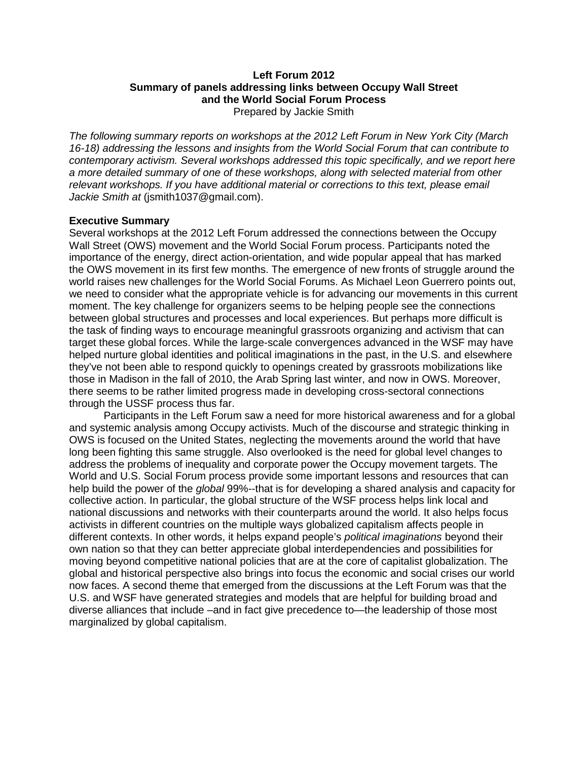**Left Forum 2012**
**Summary of panels addressing links between Occupy Wall Street and the World Social Forum Process**

Prepared by Jackie Smith

*The following summary reports on workshops at the 2012 Left Forum in New York City (March 16-18) addressing the lessons and insights from the World Social Forum that can contribute to contemporary activism. Several workshops addressed this topic specifically, and we report here a more detailed summary of one of these workshops, along with selected material from other relevant workshops. If you have additional material or corrections to this text, please email Jackie Smith at* (jsmith1037@gmail.com).

## Executive Summary

Several workshops at the 2012 Left Forum addressed the connections between the Occupy Wall Street (OWS) movement and the World Social Forum process. Participants noted the importance of the energy, direct action-orientation, and wide popular appeal that has marked the OWS movement in its first few months. The emergence of new fronts of struggle around the world raises new challenges for the World Social Forums. As Michael Leon Guerrero points out, we need to consider what the appropriate vehicle is for advancing our movements in this current moment. The key challenge for organizers seems to be helping people see the connections between global structures and processes and local experiences. But perhaps more difficult is the task of finding ways to encourage meaningful grassroots organizing and activism that can target these global forces. While the large-scale convergences advanced in the WSF may have helped nurture global identities and political imaginations in the past, in the U.S. and elsewhere they've not been able to respond quickly to openings created by grassroots mobilizations like those in Madison in the fall of 2010, the Arab Spring last winter, and now in OWS. Moreover, there seems to be rather limited progress made in developing cross-sectoral connections through the USSF process thus far.

Participants in the Left Forum saw a need for more historical awareness and for a global and systemic analysis among Occupy activists. Much of the discourse and strategic thinking in OWS is focused on the United States, neglecting the movements around the world that have long been fighting this same struggle. Also overlooked is the need for global level changes to address the problems of inequality and corporate power the Occupy movement targets. The World and U.S. Social Forum process provide some important lessons and resources that can help build the power of the *global* 99%--that is for developing a shared analysis and capacity for collective action. In particular, the global structure of the WSF process helps link local and national discussions and networks with their counterparts around the world. It also helps focus activists in different countries on the multiple ways globalized capitalism affects people in different contexts. In other words, it helps expand people's *political imaginations* beyond their own nation so that they can better appreciate global interdependencies and possibilities for moving beyond competitive national policies that are at the core of capitalist globalization. The global and historical perspective also brings into focus the economic and social crises our world now faces. A second theme that emerged from the discussions at the Left Forum was that the U.S. and WSF have generated strategies and models that are helpful for building broad and diverse alliances that include –and in fact give precedence to—the leadership of those most marginalized by global capitalism.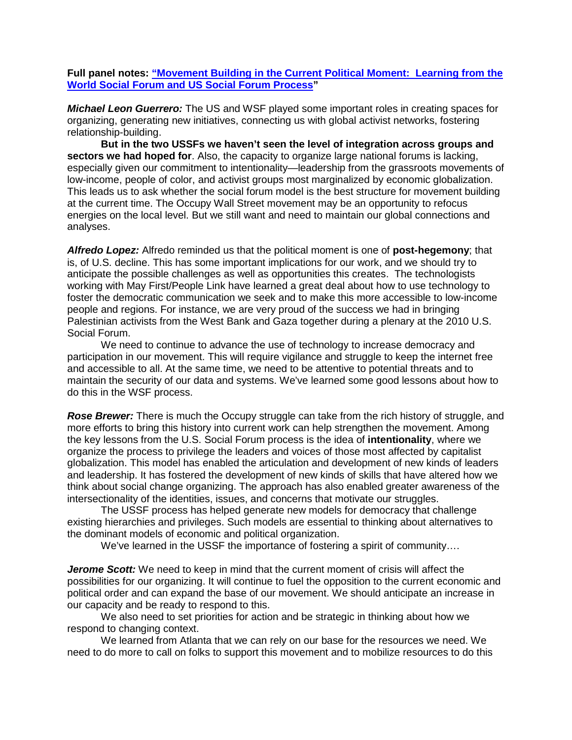**Full panel notes: ["Movement Building in the Current Political Moment: Learning from the World Social Forum and US Social Forum Process](#)"**

***Michael Leon Guerrero:*** The US and WSF played some important roles in creating spaces for organizing, generating new initiatives, connecting us with global activist networks, fostering relationship-building.

**But in the two USSFs we haven't seen the level of integration across groups and sectors we had hoped for**. Also, the capacity to organize large national forums is lacking, especially given our commitment to intentionality—leadership from the grassroots movements of low-income, people of color, and activist groups most marginalized by economic globalization. This leads us to ask whether the social forum model is the best structure for movement building at the current time. The Occupy Wall Street movement may be an opportunity to refocus energies on the local level. But we still want and need to maintain our global connections and analyses.

***Alfredo Lopez:*** Alfredo reminded us that the political moment is one of **post-hegemony**; that is, of U.S. decline. This has some important implications for our work, and we should try to anticipate the possible challenges as well as opportunities this creates. The technologists working with May First/People Link have learned a great deal about how to use technology to foster the democratic communication we seek and to make this more accessible to low-income people and regions. For instance, we are very proud of the success we had in bringing Palestinian activists from the West Bank and Gaza together during a plenary at the 2010 U.S. Social Forum.

We need to continue to advance the use of technology to increase democracy and participation in our movement. This will require vigilance and struggle to keep the internet free and accessible to all. At the same time, we need to be attentive to potential threats and to maintain the security of our data and systems. We've learned some good lessons about how to do this in the WSF process.

***Rose Brewer:*** There is much the Occupy struggle can take from the rich history of struggle, and more efforts to bring this history into current work can help strengthen the movement. Among the key lessons from the U.S. Social Forum process is the idea of **intentionality**, where we organize the process to privilege the leaders and voices of those most affected by capitalist globalization. This model has enabled the articulation and development of new kinds of leaders and leadership. It has fostered the development of new kinds of skills that have altered how we think about social change organizing. The approach has also enabled greater awareness of the intersectionality of the identities, issues, and concerns that motivate our struggles.

The USSF process has helped generate new models for democracy that challenge existing hierarchies and privileges. Such models are essential to thinking about alternatives to the dominant models of economic and political organization.

We've learned in the USSF the importance of fostering a spirit of community….

***Jerome Scott:*** We need to keep in mind that the current moment of crisis will affect the possibilities for our organizing. It will continue to fuel the opposition to the current economic and political order and can expand the base of our movement. We should anticipate an increase in our capacity and be ready to respond to this.

We also need to set priorities for action and be strategic in thinking about how we respond to changing context.

We learned from Atlanta that we can rely on our base for the resources we need. We need to do more to call on folks to support this movement and to mobilize resources to do this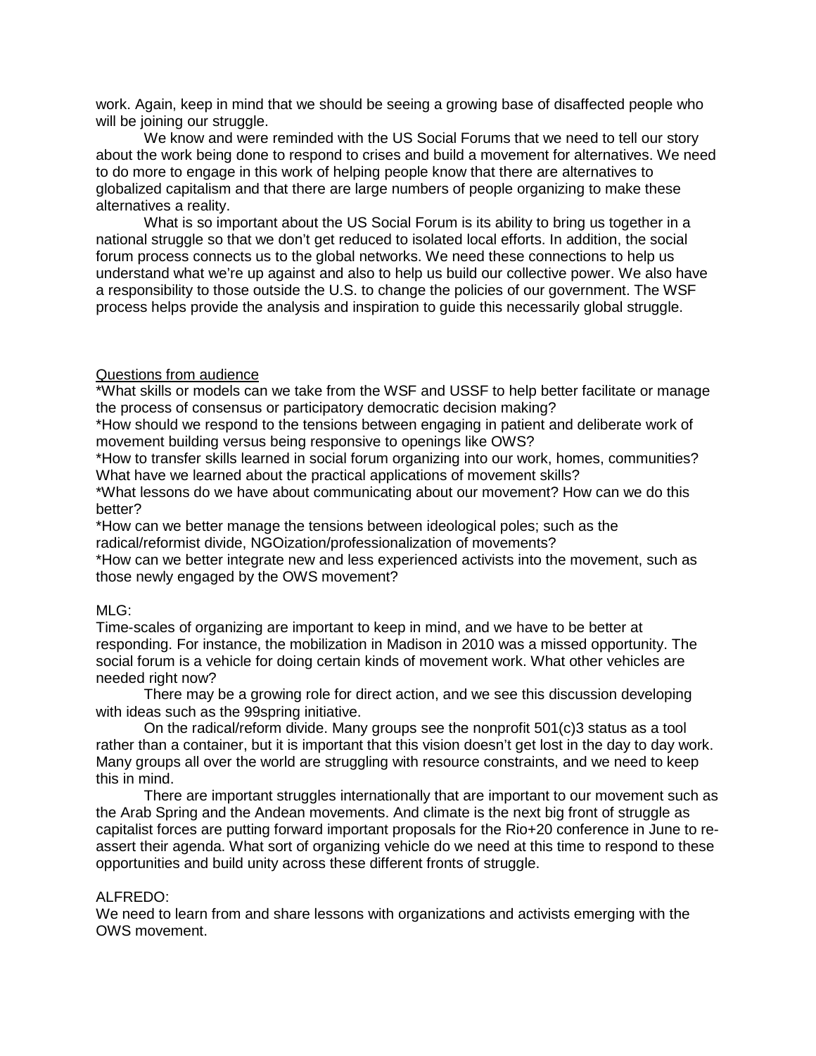work. Again, keep in mind that we should be seeing a growing base of disaffected people who will be joining our struggle.

We know and were reminded with the US Social Forums that we need to tell our story about the work being done to respond to crises and build a movement for alternatives. We need to do more to engage in this work of helping people know that there are alternatives to globalized capitalism and that there are large numbers of people organizing to make these alternatives a reality.

What is so important about the US Social Forum is its ability to bring us together in a national struggle so that we don't get reduced to isolated local efforts. In addition, the social forum process connects us to the global networks. We need these connections to help us understand what we're up against and also to help us build our collective power. We also have a responsibility to those outside the U.S. to change the policies of our government. The WSF process helps provide the analysis and inspiration to guide this necessarily global struggle.

<u>Questions from audience</u>

*What skills or models can we take from the WSF and USSF to help better facilitate or manage the process of consensus or participatory democratic decision making?

*How should we respond to the tensions between engaging in patient and deliberate work of movement building versus being responsive to openings like OWS?

*How to transfer skills learned in social forum organizing into our work, homes, communities? What have we learned about the practical applications of movement skills?

*What lessons do we have about communicating about our movement? How can we do this better?

*How can we better manage the tensions between ideological poles; such as the radical/reformist divide, NGOization/professionalization of movements?

*How can we better integrate new and less experienced activists into the movement, such as those newly engaged by the OWS movement?

MLG:

Time-scales of organizing are important to keep in mind, and we have to be better at responding. For instance, the mobilization in Madison in 2010 was a missed opportunity. The social forum is a vehicle for doing certain kinds of movement work. What other vehicles are needed right now?

There may be a growing role for direct action, and we see this discussion developing with ideas such as the 99spring initiative.

On the radical/reform divide. Many groups see the nonprofit 501(c)3 status as a tool rather than a container, but it is important that this vision doesn't get lost in the day to day work. Many groups all over the world are struggling with resource constraints, and we need to keep this in mind.

There are important struggles internationally that are important to our movement such as the Arab Spring and the Andean movements. And climate is the next big front of struggle as capitalist forces are putting forward important proposals for the Rio+20 conference in June to re-assert their agenda. What sort of organizing vehicle do we need at this time to respond to these opportunities and build unity across these different fronts of struggle.

ALFREDO:

We need to learn from and share lessons with organizations and activists emerging with the OWS movement.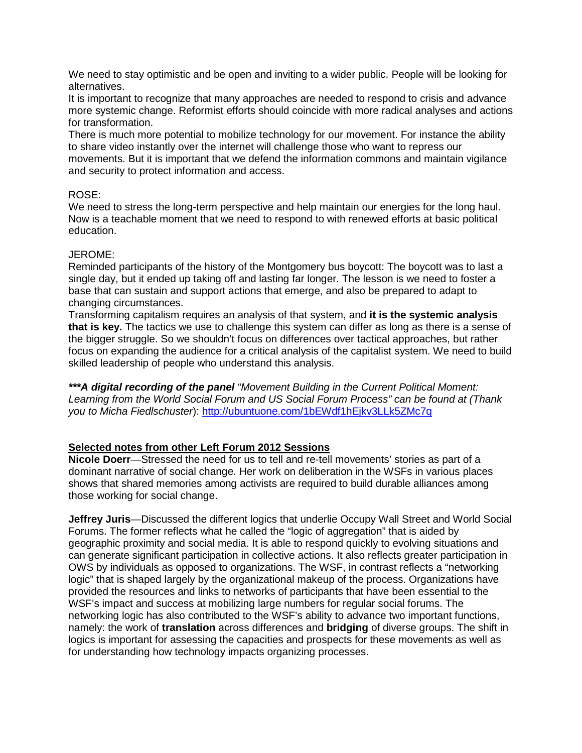We need to stay optimistic and be open and inviting to a wider public. People will be looking for alternatives.

It is important to recognize that many approaches are needed to respond to crisis and advance more systemic change. Reformist efforts should coincide with more radical analyses and actions for transformation.

There is much more potential to mobilize technology for our movement. For instance the ability to share video instantly over the internet will challenge those who want to repress our movements. But it is important that we defend the information commons and maintain vigilance and security to protect information and access.

ROSE:

We need to stress the long-term perspective and help maintain our energies for the long haul. Now is a teachable moment that we need to respond to with renewed efforts at basic political education.

JEROME:

Reminded participants of the history of the Montgomery bus boycott: The boycott was to last a single day, but it ended up taking off and lasting far longer. The lesson is we need to foster a base that can sustain and support actions that emerge, and also be prepared to adapt to changing circumstances.

Transforming capitalism requires an analysis of that system, and **it is the systemic analysis that is key.** The tactics we use to challenge this system can differ as long as there is a sense of the bigger struggle. So we shouldn't focus on differences over tactical approaches, but rather focus on expanding the audience for a critical analysis of the capitalist system. We need to build skilled leadership of people who understand this analysis.

***\*\*\*A digital recording of the panel*** *"Movement Building in the Current Political Moment: Learning from the World Social Forum and US Social Forum Process" can be found at (Thank you to Micha Fiedlschuster*): [http://ubuntuone.com/1bEWdf1hEjkv3LLk5ZMc7q](http://ubuntuone.com/1bEWdf1hEjkv3LLk5ZMc7q)

## Selected notes from other Left Forum 2012 Sessions

**Nicole Doerr**—Stressed the need for us to tell and re-tell movements' stories as part of a dominant narrative of social change. Her work on deliberation in the WSFs in various places shows that shared memories among activists are required to build durable alliances among those working for social change.

**Jeffrey Juris**—Discussed the different logics that underlie Occupy Wall Street and World Social Forums. The former reflects what he called the "logic of aggregation" that is aided by geographic proximity and social media. It is able to respond quickly to evolving situations and can generate significant participation in collective actions. It also reflects greater participation in OWS by individuals as opposed to organizations. The WSF, in contrast reflects a "networking logic" that is shaped largely by the organizational makeup of the process. Organizations have provided the resources and links to networks of participants that have been essential to the WSF's impact and success at mobilizing large numbers for regular social forums. The networking logic has also contributed to the WSF's ability to advance two important functions, namely: the work of **translation** across differences and **bridging** of diverse groups. The shift in logics is important for assessing the capacities and prospects for these movements as well as for understanding how technology impacts organizing processes.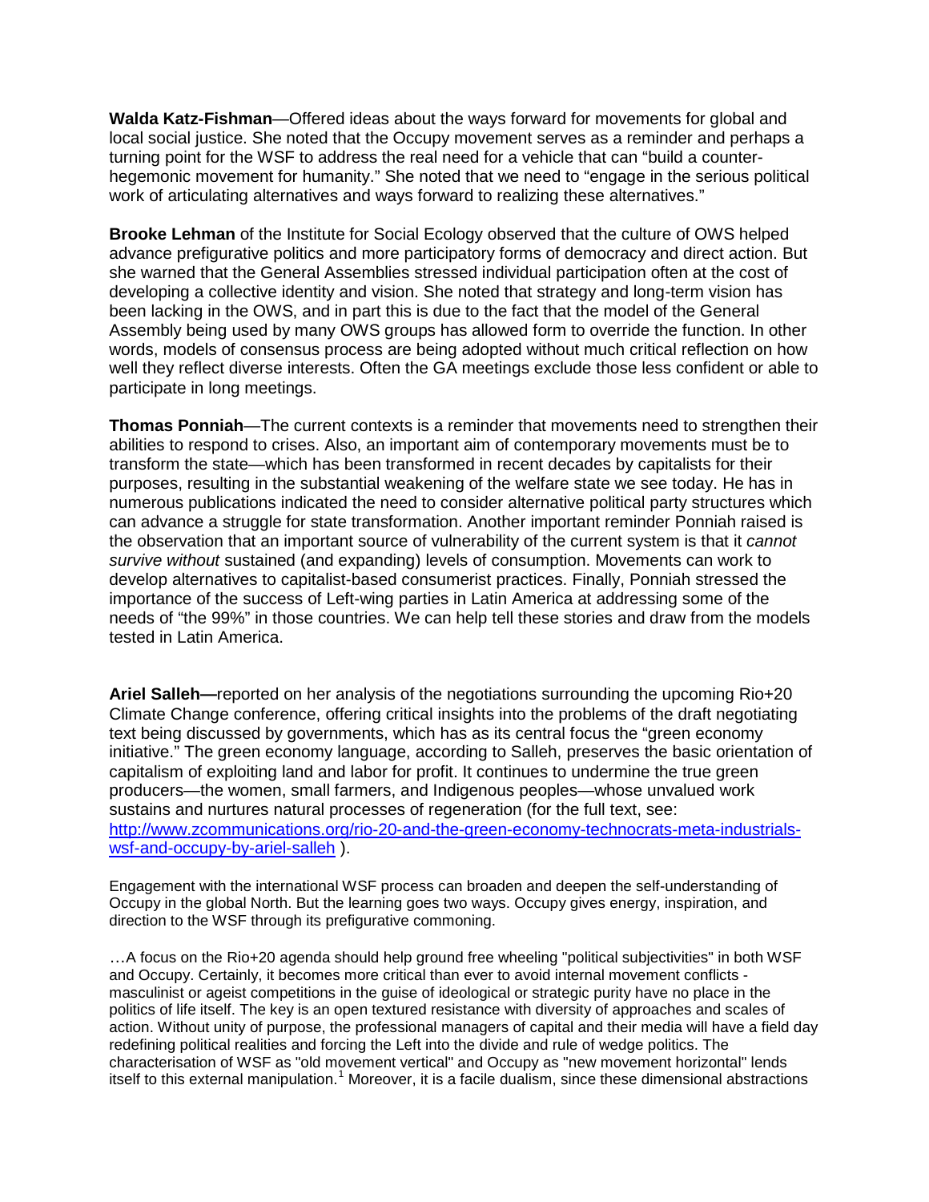**Walda Katz-Fishman**—Offered ideas about the ways forward for movements for global and local social justice. She noted that the Occupy movement serves as a reminder and perhaps a turning point for the WSF to address the real need for a vehicle that can "build a counter-hegemonic movement for humanity." She noted that we need to "engage in the serious political work of articulating alternatives and ways forward to realizing these alternatives."

**Brooke Lehman** of the Institute for Social Ecology observed that the culture of OWS helped advance prefigurative politics and more participatory forms of democracy and direct action. But she warned that the General Assemblies stressed individual participation often at the cost of developing a collective identity and vision. She noted that strategy and long-term vision has been lacking in the OWS, and in part this is due to the fact that the model of the General Assembly being used by many OWS groups has allowed form to override the function. In other words, models of consensus process are being adopted without much critical reflection on how well they reflect diverse interests. Often the GA meetings exclude those less confident or able to participate in long meetings.

**Thomas Ponniah**—The current contexts is a reminder that movements need to strengthen their abilities to respond to crises. Also, an important aim of contemporary movements must be to transform the state—which has been transformed in recent decades by capitalists for their purposes, resulting in the substantial weakening of the welfare state we see today. He has in numerous publications indicated the need to consider alternative political party structures which can advance a struggle for state transformation. Another important reminder Ponniah raised is the observation that an important source of vulnerability of the current system is that it *cannot survive without* sustained (and expanding) levels of consumption. Movements can work to develop alternatives to capitalist-based consumerist practices. Finally, Ponniah stressed the importance of the success of Left-wing parties in Latin America at addressing some of the needs of "the 99%" in those countries. We can help tell these stories and draw from the models tested in Latin America.

**Ariel Salleh—**reported on her analysis of the negotiations surrounding the upcoming Rio+20 Climate Change conference, offering critical insights into the problems of the draft negotiating text being discussed by governments, which has as its central focus the "green economy initiative." The green economy language, according to Salleh, preserves the basic orientation of capitalism of exploiting land and labor for profit. It continues to undermine the true green producers—the women, small farmers, and Indigenous peoples—whose unvalued work sustains and nurtures natural processes of regeneration (for the full text, see: [http://www.zcommunications.org/rio-20-and-the-green-economy-technocrats-meta-industrials-wsf-and-occupy-by-ariel-salleh](http://www.zcommunications.org/rio-20-and-the-green-economy-technocrats-meta-industrials-wsf-and-occupy-by-ariel-salleh) ).

Engagement with the international WSF process can broaden and deepen the self-understanding of Occupy in the global North. But the learning goes two ways. Occupy gives energy, inspiration, and direction to the WSF through its prefigurative commoning.

…A focus on the Rio+20 agenda should help ground free wheeling "political subjectivities" in both WSF and Occupy. Certainly, it becomes more critical than ever to avoid internal movement conflicts - masculinist or ageist competitions in the guise of ideological or strategic purity have no place in the politics of life itself. The key is an open textured resistance with diversity of approaches and scales of action. Without unity of purpose, the professional managers of capital and their media will have a field day redefining political realities and forcing the Left into the divide and rule of wedge politics. The characterisation of WSF as "old movement vertical" and Occupy as "new movement horizontal" lends itself to this external manipulation.[1] Moreover, it is a facile dualism, since these dimensional abstractions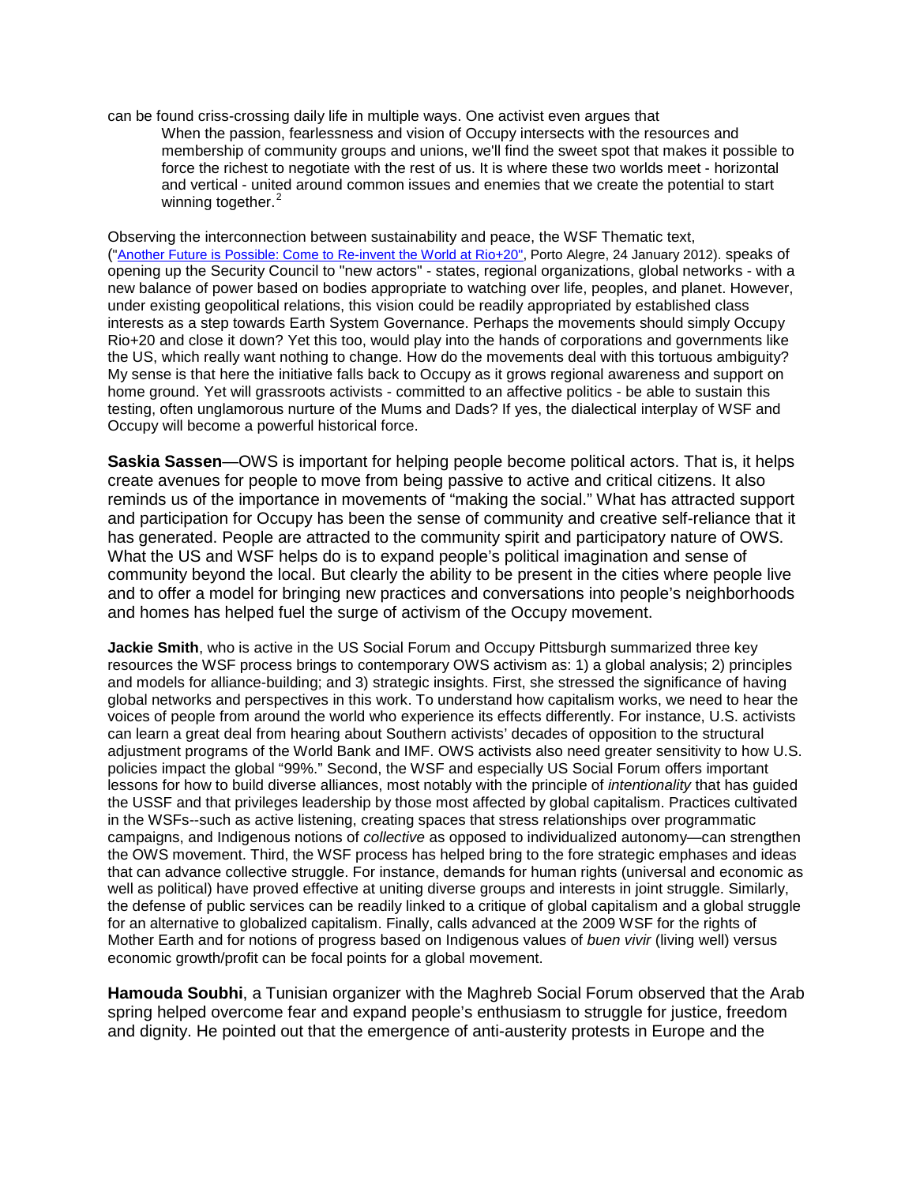can be found criss-crossing daily life in multiple ways. One activist even argues that

> When the passion, fearlessness and vision of Occupy intersects with the resources and membership of community groups and unions, we'll find the sweet spot that makes it possible to force the richest to negotiate with the rest of us. It is where these two worlds meet - horizontal and vertical - united around common issues and enemies that we create the potential to start winning together.[2]

Observing the interconnection between sustainability and peace, the WSF Thematic text, ("Another Future is Possible: Come to Re-invent the World at Rio+20", Porto Alegre, 24 January 2012). speaks of opening up the Security Council to "new actors" - states, regional organizations, global networks - with a new balance of power based on bodies appropriate to watching over life, peoples, and planet. However, under existing geopolitical relations, this vision could be readily appropriated by established class interests as a step towards Earth System Governance. Perhaps the movements should simply Occupy Rio+20 and close it down? Yet this too, would play into the hands of corporations and governments like the US, which really want nothing to change. How do the movements deal with this tortuous ambiguity? My sense is that here the initiative falls back to Occupy as it grows regional awareness and support on home ground. Yet will grassroots activists - committed to an affective politics - be able to sustain this testing, often unglamorous nurture of the Mums and Dads? If yes, the dialectical interplay of WSF and Occupy will become a powerful historical force.

**Saskia Sassen**—OWS is important for helping people become political actors. That is, it helps create avenues for people to move from being passive to active and critical citizens. It also reminds us of the importance in movements of "making the social." What has attracted support and participation for Occupy has been the sense of community and creative self-reliance that it has generated. People are attracted to the community spirit and participatory nature of OWS. What the US and WSF helps do is to expand people's political imagination and sense of community beyond the local. But clearly the ability to be present in the cities where people live and to offer a model for bringing new practices and conversations into people's neighborhoods and homes has helped fuel the surge of activism of the Occupy movement.

**Jackie Smith**, who is active in the US Social Forum and Occupy Pittsburgh summarized three key resources the WSF process brings to contemporary OWS activism as: 1) a global analysis; 2) principles and models for alliance-building; and 3) strategic insights. First, she stressed the significance of having global networks and perspectives in this work. To understand how capitalism works, we need to hear the voices of people from around the world who experience its effects differently. For instance, U.S. activists can learn a great deal from hearing about Southern activists' decades of opposition to the structural adjustment programs of the World Bank and IMF. OWS activists also need greater sensitivity to how U.S. policies impact the global "99%." Second, the WSF and especially US Social Forum offers important lessons for how to build diverse alliances, most notably with the principle of *intentionality* that has guided the USSF and that privileges leadership by those most affected by global capitalism. Practices cultivated in the WSFs--such as active listening, creating spaces that stress relationships over programmatic campaigns, and Indigenous notions of *collective* as opposed to individualized autonomy—can strengthen the OWS movement. Third, the WSF process has helped bring to the fore strategic emphases and ideas that can advance collective struggle. For instance, demands for human rights (universal and economic as well as political) have proved effective at uniting diverse groups and interests in joint struggle. Similarly, the defense of public services can be readily linked to a critique of global capitalism and a global struggle for an alternative to globalized capitalism. Finally, calls advanced at the 2009 WSF for the rights of Mother Earth and for notions of progress based on Indigenous values of *buen vivir* (living well) versus economic growth/profit can be focal points for a global movement.

**Hamouda Soubhi**, a Tunisian organizer with the Maghreb Social Forum observed that the Arab spring helped overcome fear and expand people's enthusiasm to struggle for justice, freedom and dignity. He pointed out that the emergence of anti-austerity protests in Europe and the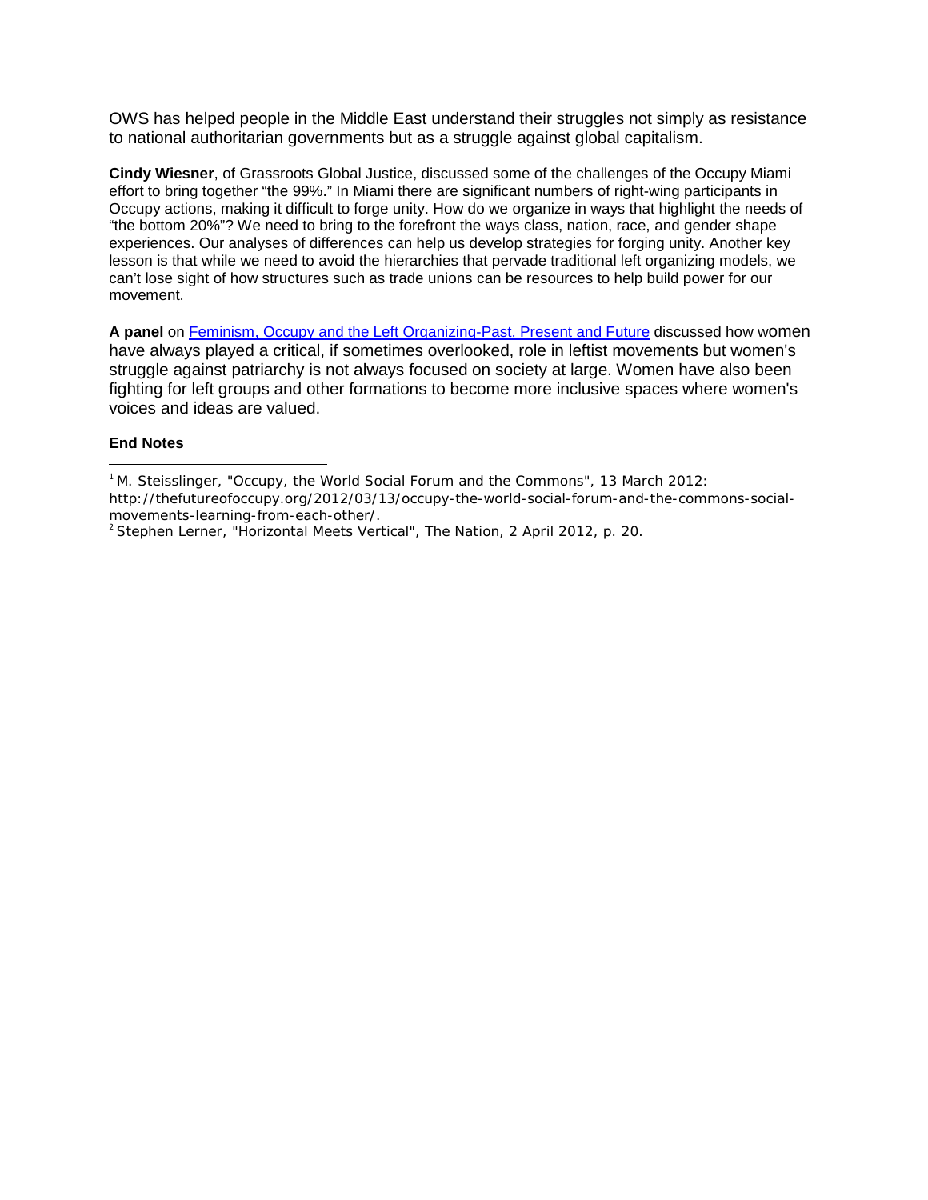OWS has helped people in the Middle East understand their struggles not simply as resistance to national authoritarian governments but as a struggle against global capitalism.

**Cindy Wiesner**, of Grassroots Global Justice, discussed some of the challenges of the Occupy Miami effort to bring together "the 99%." In Miami there are significant numbers of right-wing participants in Occupy actions, making it difficult to forge unity. How do we organize in ways that highlight the needs of "the bottom 20%"? We need to bring to the forefront the ways class, nation, race, and gender shape experiences. Our analyses of differences can help us develop strategies for forging unity. Another key lesson is that while we need to avoid the hierarchies that pervade traditional left organizing models, we can't lose sight of how structures such as trade unions can be resources to help build power for our movement.

**A panel** on Feminism, Occupy and the Left Organizing-Past, Present and Future discussed how women have always played a critical, if sometimes overlooked, role in leftist movements but women's struggle against patriarchy is not always focused on society at large. Women have also been fighting for left groups and other formations to become more inclusive spaces where women's voices and ideas are valued.

**End Notes**

[1] M. Steisslinger, "Occupy, the World Social Forum and the Commons", 13 March 2012: http://thefutureofoccupy.org/2012/03/13/occupy-the-world-social-forum-and-the-commons-social-movements-learning-from-each-other/.

[2] Stephen Lerner, "Horizontal Meets Vertical", The Nation, 2 April 2012, p. 20.